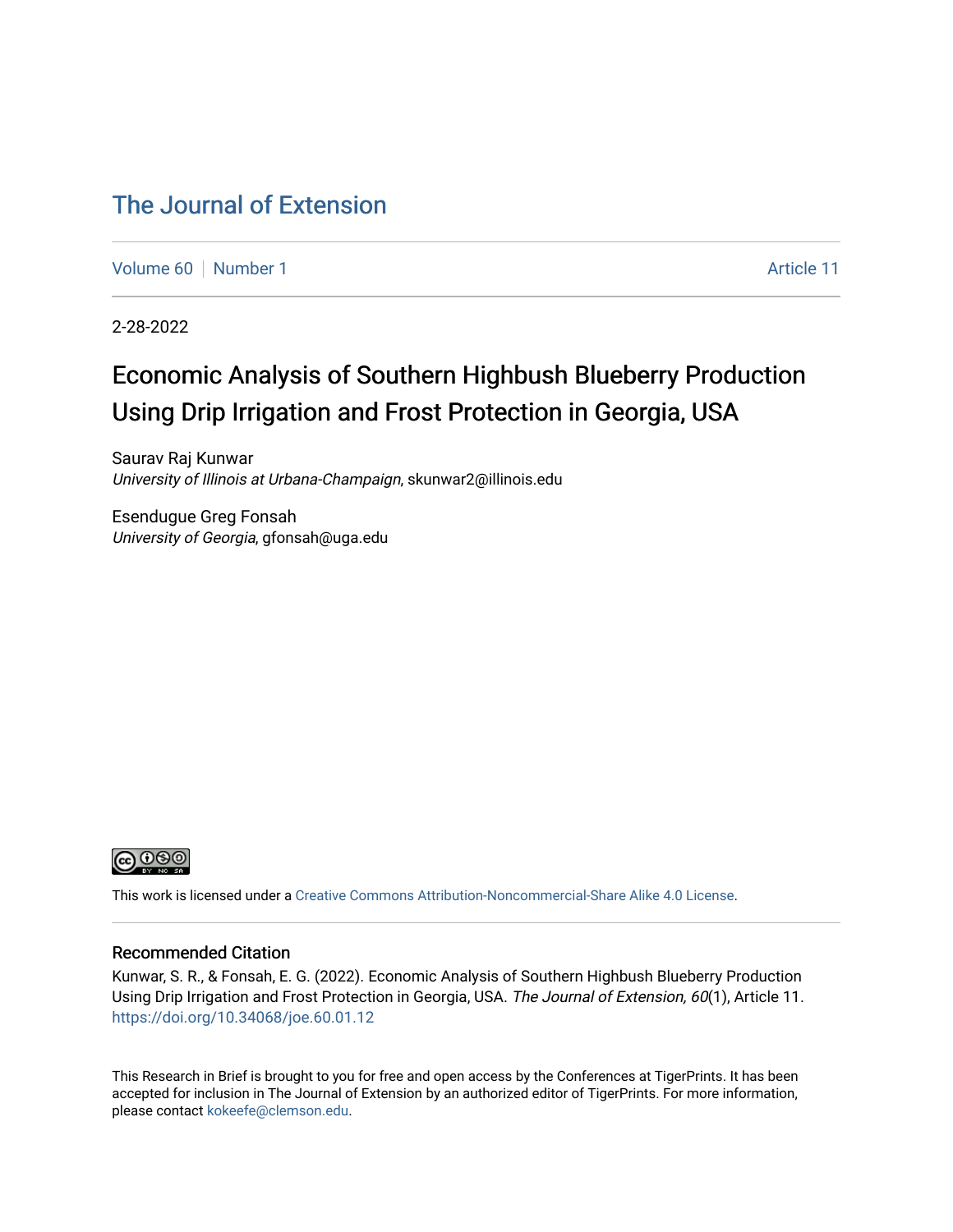The Journal of Extension

Volume 60 | Number 1 | Article 11

2-28-2022

# Economic Analysis of Southern Highbush Blueberry Production Using Drip Irrigation and Frost Protection in Georgia, USA

Saurav Raj Kunwar
*University of Illinois at Urbana-Champaign*, skunwar2@illinois.edu

Esendugue Greg Fonsah
*University of Georgia*, gfonsah@uga.edu

This work is licensed under a Creative Commons Attribution-Noncommercial-Share Alike 4.0 License.

## Recommended Citation

Kunwar, S. R., & Fonsah, E. G. (2022). Economic Analysis of Southern Highbush Blueberry Production Using Drip Irrigation and Frost Protection in Georgia, USA. *The Journal of Extension, 60*(1), Article 11. https://doi.org/10.34068/joe.60.01.12

This Research in Brief is brought to you for free and open access by the Conferences at TigerPrints. It has been accepted for inclusion in The Journal of Extension by an authorized editor of TigerPrints. For more information, please contact kokeefe@clemson.edu.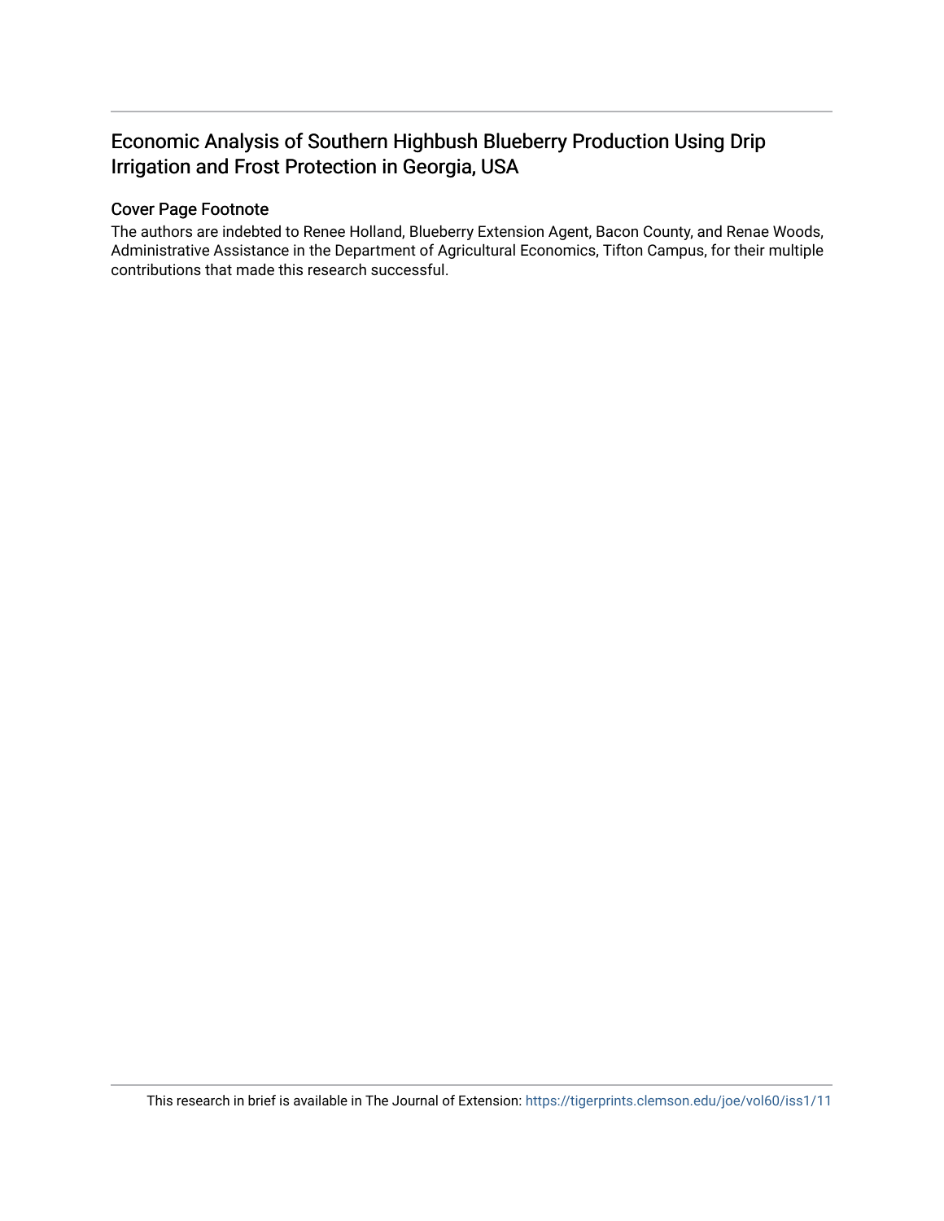# Economic Analysis of Southern Highbush Blueberry Production Using Drip Irrigation and Frost Protection in Georgia, USA

## Cover Page Footnote

The authors are indebted to Renee Holland, Blueberry Extension Agent, Bacon County, and Renae Woods, Administrative Assistance in the Department of Agricultural Economics, Tifton Campus, for their multiple contributions that made this research successful.

This research in brief is available in The Journal of Extension: https://tigerprints.clemson.edu/joe/vol60/iss1/11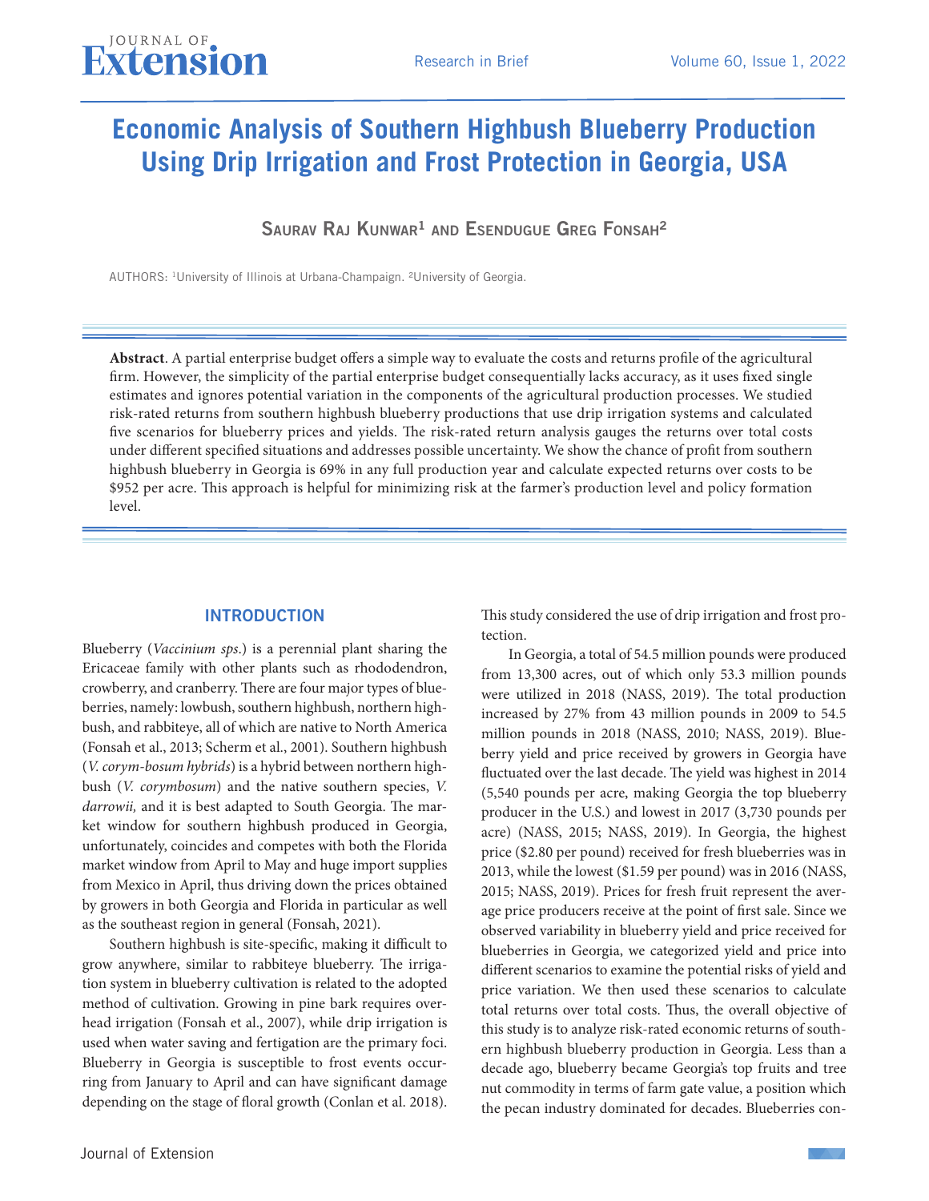# Economic Analysis of Southern Highbush Blueberry Production Using Drip Irrigation and Frost Protection in Georgia, USA

**Saurav Raj Kunwar[1] and Esendugue Greg Fonsah[2]**

AUTHORS: [1]University of Illinois at Urbana-Champaign. [2]University of Georgia.

**Abstract**. A partial enterprise budget offers a simple way to evaluate the costs and returns profile of the agricultural firm. However, the simplicity of the partial enterprise budget consequentially lacks accuracy, as it uses fixed single estimates and ignores potential variation in the components of the agricultural production processes. We studied risk-rated returns from southern highbush blueberry productions that use drip irrigation systems and calculated five scenarios for blueberry prices and yields. The risk-rated return analysis gauges the returns over total costs under different specified situations and addresses possible uncertainty. We show the chance of profit from southern highbush blueberry in Georgia is 69% in any full production year and calculate expected returns over costs to be $952 per acre. This approach is helpful for minimizing risk at the farmer's production level and policy formation level.

## INTRODUCTION

Blueberry (*Vaccinium sps*.) is a perennial plant sharing the Ericaceae family with other plants such as rhododendron, crowberry, and cranberry. There are four major types of blueberries, namely: lowbush, southern highbush, northern highbush, and rabbiteye, all of which are native to North America (Fonsah et al., 2013; Scherm et al., 2001). Southern highbush (*V. corym-bosum hybrids*) is a hybrid between northern highbush (*V. corymbosum*) and the native southern species, *V. darrowii,* and it is best adapted to South Georgia. The market window for southern highbush produced in Georgia, unfortunately, coincides and competes with both the Florida market window from April to May and huge import supplies from Mexico in April, thus driving down the prices obtained by growers in both Georgia and Florida in particular as well as the southeast region in general (Fonsah, 2021).

Southern highbush is site-specific, making it difficult to grow anywhere, similar to rabbiteye blueberry. The irrigation system in blueberry cultivation is related to the adopted method of cultivation. Growing in pine bark requires overhead irrigation (Fonsah et al., 2007), while drip irrigation is used when water saving and fertigation are the primary foci. Blueberry in Georgia is susceptible to frost events occurring from January to April and can have significant damage depending on the stage of floral growth (Conlan et al. 2018). This study considered the use of drip irrigation and frost protection.

In Georgia, a total of 54.5 million pounds were produced from 13,300 acres, out of which only 53.3 million pounds were utilized in 2018 (NASS, 2019). The total production increased by 27% from 43 million pounds in 2009 to 54.5 million pounds in 2018 (NASS, 2010; NASS, 2019). Blueberry yield and price received by growers in Georgia have fluctuated over the last decade. The yield was highest in 2014 (5,540 pounds per acre, making Georgia the top blueberry producer in the U.S.) and lowest in 2017 (3,730 pounds per acre) (NASS, 2015; NASS, 2019). In Georgia, the highest price ($2.80 per pound) received for fresh blueberries was in 2013, while the lowest ($1.59 per pound) was in 2016 (NASS, 2015; NASS, 2019). Prices for fresh fruit represent the average price producers receive at the point of first sale. Since we observed variability in blueberry yield and price received for blueberries in Georgia, we categorized yield and price into different scenarios to examine the potential risks of yield and price variation. We then used these scenarios to calculate total returns over total costs. Thus, the overall objective of this study is to analyze risk-rated economic returns of southern highbush blueberry production in Georgia. Less than a decade ago, blueberry became Georgia's top fruits and tree nut commodity in terms of farm gate value, a position which the pecan industry dominated for decades. Blueberries con-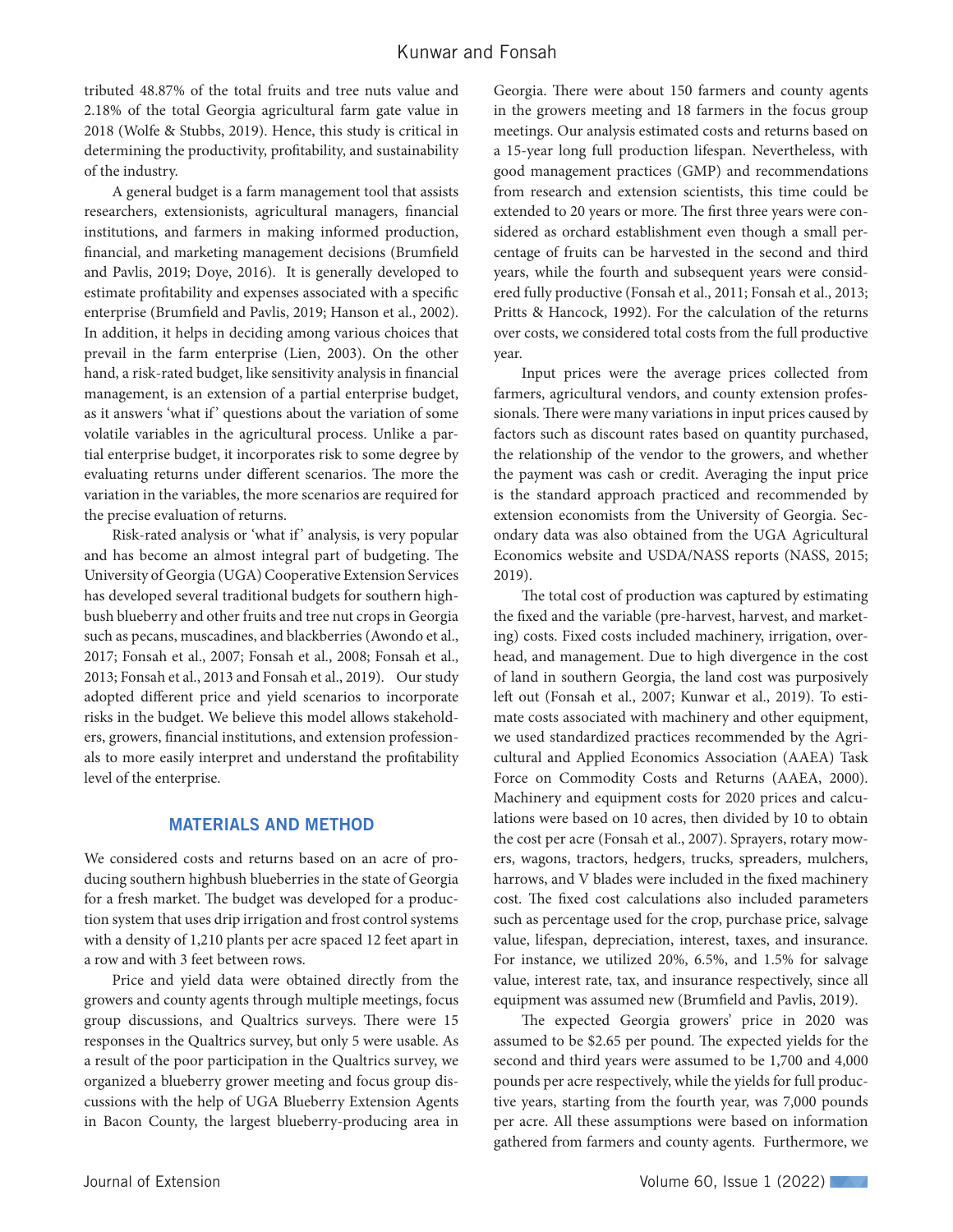tributed 48.87% of the total fruits and tree nuts value and 2.18% of the total Georgia agricultural farm gate value in 2018 (Wolfe & Stubbs, 2019). Hence, this study is critical in determining the productivity, profitability, and sustainability of the industry.

A general budget is a farm management tool that assists researchers, extensionists, agricultural managers, financial institutions, and farmers in making informed production, financial, and marketing management decisions (Brumfield and Pavlis, 2019; Doye, 2016). It is generally developed to estimate profitability and expenses associated with a specific enterprise (Brumfield and Pavlis, 2019; Hanson et al., 2002). In addition, it helps in deciding among various choices that prevail in the farm enterprise (Lien, 2003). On the other hand, a risk-rated budget, like sensitivity analysis in financial management, is an extension of a partial enterprise budget, as it answers 'what if' questions about the variation of some volatile variables in the agricultural process. Unlike a partial enterprise budget, it incorporates risk to some degree by evaluating returns under different scenarios. The more the variation in the variables, the more scenarios are required for the precise evaluation of returns.

Risk-rated analysis or 'what if' analysis, is very popular and has become an almost integral part of budgeting. The University of Georgia (UGA) Cooperative Extension Services has developed several traditional budgets for southern highbush blueberry and other fruits and tree nut crops in Georgia such as pecans, muscadines, and blackberries (Awondo et al., 2017; Fonsah et al., 2007; Fonsah et al., 2008; Fonsah et al., 2013; Fonsah et al., 2013 and Fonsah et al., 2019). Our study adopted different price and yield scenarios to incorporate risks in the budget. We believe this model allows stakeholders, growers, financial institutions, and extension professionals to more easily interpret and understand the profitability level of the enterprise.

## MATERIALS AND METHOD

We considered costs and returns based on an acre of producing southern highbush blueberries in the state of Georgia for a fresh market. The budget was developed for a production system that uses drip irrigation and frost control systems with a density of 1,210 plants per acre spaced 12 feet apart in a row and with 3 feet between rows.

Price and yield data were obtained directly from the growers and county agents through multiple meetings, focus group discussions, and Qualtrics surveys. There were 15 responses in the Qualtrics survey, but only 5 were usable. As a result of the poor participation in the Qualtrics survey, we organized a blueberry grower meeting and focus group discussions with the help of UGA Blueberry Extension Agents in Bacon County, the largest blueberry-producing area in Georgia. There were about 150 farmers and county agents in the growers meeting and 18 farmers in the focus group meetings. Our analysis estimated costs and returns based on a 15-year long full production lifespan. Nevertheless, with good management practices (GMP) and recommendations from research and extension scientists, this time could be extended to 20 years or more. The first three years were considered as orchard establishment even though a small percentage of fruits can be harvested in the second and third years, while the fourth and subsequent years were considered fully productive (Fonsah et al., 2011; Fonsah et al., 2013; Pritts & Hancock, 1992). For the calculation of the returns over costs, we considered total costs from the full productive year.

Input prices were the average prices collected from farmers, agricultural vendors, and county extension professionals. There were many variations in input prices caused by factors such as discount rates based on quantity purchased, the relationship of the vendor to the growers, and whether the payment was cash or credit. Averaging the input price is the standard approach practiced and recommended by extension economists from the University of Georgia. Secondary data was also obtained from the UGA Agricultural Economics website and USDA/NASS reports (NASS, 2015; 2019).

The total cost of production was captured by estimating the fixed and the variable (pre-harvest, harvest, and marketing) costs. Fixed costs included machinery, irrigation, overhead, and management. Due to high divergence in the cost of land in southern Georgia, the land cost was purposively left out (Fonsah et al., 2007; Kunwar et al., 2019). To estimate costs associated with machinery and other equipment, we used standardized practices recommended by the Agricultural and Applied Economics Association (AAEA) Task Force on Commodity Costs and Returns (AAEA, 2000). Machinery and equipment costs for 2020 prices and calculations were based on 10 acres, then divided by 10 to obtain the cost per acre (Fonsah et al., 2007). Sprayers, rotary mowers, wagons, tractors, hedgers, trucks, spreaders, mulchers, harrows, and V blades were included in the fixed machinery cost. The fixed cost calculations also included parameters such as percentage used for the crop, purchase price, salvage value, lifespan, depreciation, interest, taxes, and insurance. For instance, we utilized 20%, 6.5%, and 1.5% for salvage value, interest rate, tax, and insurance respectively, since all equipment was assumed new (Brumfield and Pavlis, 2019).

The expected Georgia growers' price in 2020 was assumed to be $2.65 per pound. The expected yields for the second and third years were assumed to be 1,700 and 4,000 pounds per acre respectively, while the yields for full productive years, starting from the fourth year, was 7,000 pounds per acre. All these assumptions were based on information gathered from farmers and county agents. Furthermore, we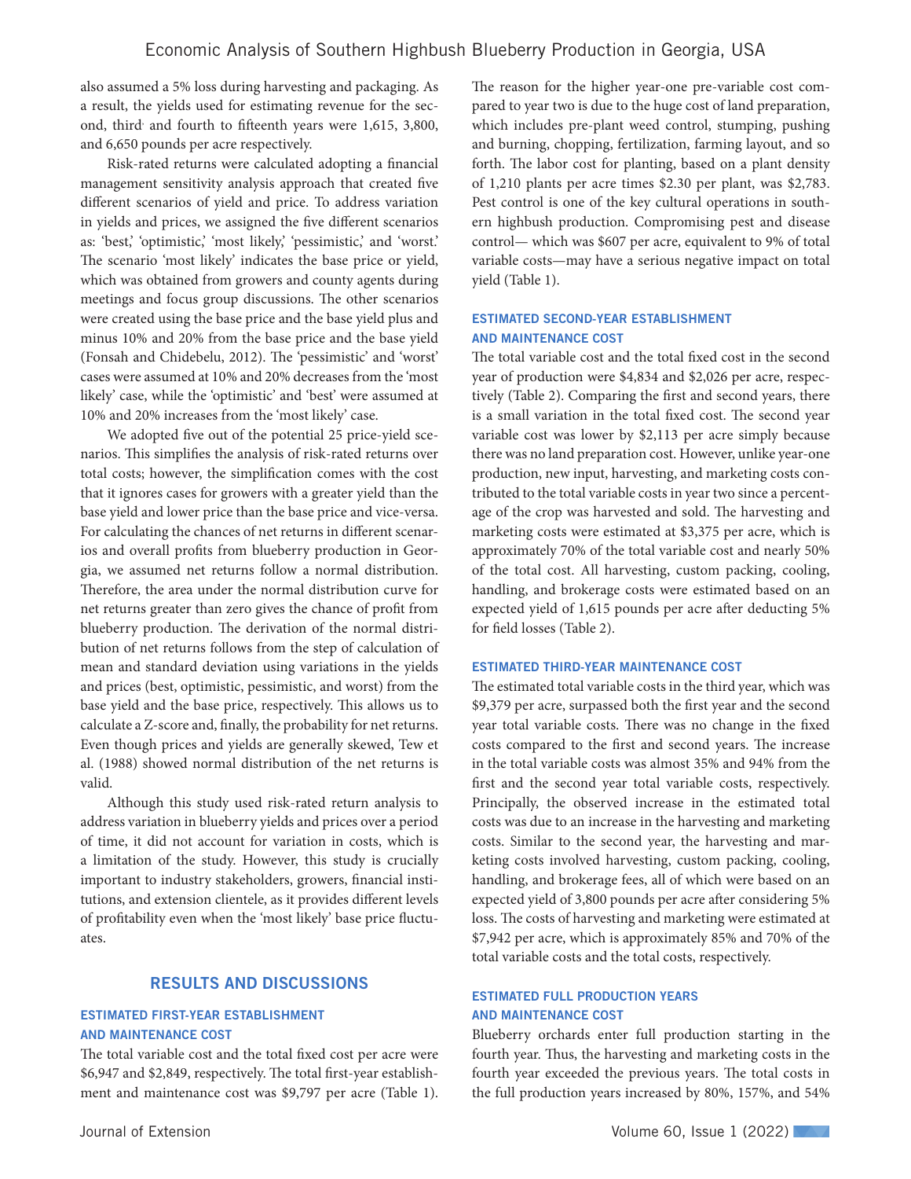also assumed a 5% loss during harvesting and packaging. As a result, the yields used for estimating revenue for the second, third and fourth to fifteenth years were 1,615, 3,800, and 6,650 pounds per acre respectively.

Risk-rated returns were calculated adopting a financial management sensitivity analysis approach that created five different scenarios of yield and price. To address variation in yields and prices, we assigned the five different scenarios as: 'best,' 'optimistic,' 'most likely,' 'pessimistic,' and 'worst.' The scenario 'most likely' indicates the base price or yield, which was obtained from growers and county agents during meetings and focus group discussions. The other scenarios were created using the base price and the base yield plus and minus 10% and 20% from the base price and the base yield (Fonsah and Chidebelu, 2012). The 'pessimistic' and 'worst' cases were assumed at 10% and 20% decreases from the 'most likely' case, while the 'optimistic' and 'best' were assumed at 10% and 20% increases from the 'most likely' case.

We adopted five out of the potential 25 price-yield scenarios. This simplifies the analysis of risk-rated returns over total costs; however, the simplification comes with the cost that it ignores cases for growers with a greater yield than the base yield and lower price than the base price and vice-versa. For calculating the chances of net returns in different scenarios and overall profits from blueberry production in Georgia, we assumed net returns follow a normal distribution. Therefore, the area under the normal distribution curve for net returns greater than zero gives the chance of profit from blueberry production. The derivation of the normal distribution of net returns follows from the step of calculation of mean and standard deviation using variations in the yields and prices (best, optimistic, pessimistic, and worst) from the base yield and the base price, respectively. This allows us to calculate a Z-score and, finally, the probability for net returns. Even though prices and yields are generally skewed, Tew et al. (1988) showed normal distribution of the net returns is valid.

Although this study used risk-rated return analysis to address variation in blueberry yields and prices over a period of time, it did not account for variation in costs, which is a limitation of the study. However, this study is crucially important to industry stakeholders, growers, financial institutions, and extension clientele, as it provides different levels of profitability even when the 'most likely' base price fluctuates.

## RESULTS AND DISCUSSIONS

### ESTIMATED FIRST-YEAR ESTABLISHMENT AND MAINTENANCE COST

The total variable cost and the total fixed cost per acre were $6,947 and $2,849, respectively. The total first-year establishment and maintenance cost was $9,797 per acre (Table 1). The reason for the higher year-one pre-variable cost compared to year two is due to the huge cost of land preparation, which includes pre-plant weed control, stumping, pushing and burning, chopping, fertilization, farming layout, and so forth. The labor cost for planting, based on a plant density of 1,210 plants per acre times $2.30 per plant, was $2,783. Pest control is one of the key cultural operations in southern highbush production. Compromising pest and disease control— which was $607 per acre, equivalent to 9% of total variable costs—may have a serious negative impact on total yield (Table 1).

### ESTIMATED SECOND-YEAR ESTABLISHMENT AND MAINTENANCE COST

The total variable cost and the total fixed cost in the second year of production were $4,834 and $2,026 per acre, respectively (Table 2). Comparing the first and second years, there is a small variation in the total fixed cost. The second year variable cost was lower by $2,113 per acre simply because there was no land preparation cost. However, unlike year-one production, new input, harvesting, and marketing costs contributed to the total variable costs in year two since a percentage of the crop was harvested and sold. The harvesting and marketing costs were estimated at $3,375 per acre, which is approximately 70% of the total variable cost and nearly 50% of the total cost. All harvesting, custom packing, cooling, handling, and brokerage costs were estimated based on an expected yield of 1,615 pounds per acre after deducting 5% for field losses (Table 2).

### ESTIMATED THIRD-YEAR MAINTENANCE COST

The estimated total variable costs in the third year, which was $9,379 per acre, surpassed both the first year and the second year total variable costs. There was no change in the fixed costs compared to the first and second years. The increase in the total variable costs was almost 35% and 94% from the first and the second year total variable costs, respectively. Principally, the observed increase in the estimated total costs was due to an increase in the harvesting and marketing costs. Similar to the second year, the harvesting and marketing costs involved harvesting, custom packing, cooling, handling, and brokerage fees, all of which were based on an expected yield of 3,800 pounds per acre after considering 5% loss. The costs of harvesting and marketing were estimated at $7,942 per acre, which is approximately 85% and 70% of the total variable costs and the total costs, respectively.

### ESTIMATED FULL PRODUCTION YEARS AND MAINTENANCE COST

Blueberry orchards enter full production starting in the fourth year. Thus, the harvesting and marketing costs in the fourth year exceeded the previous years. The total costs in the full production years increased by 80%, 157%, and 54%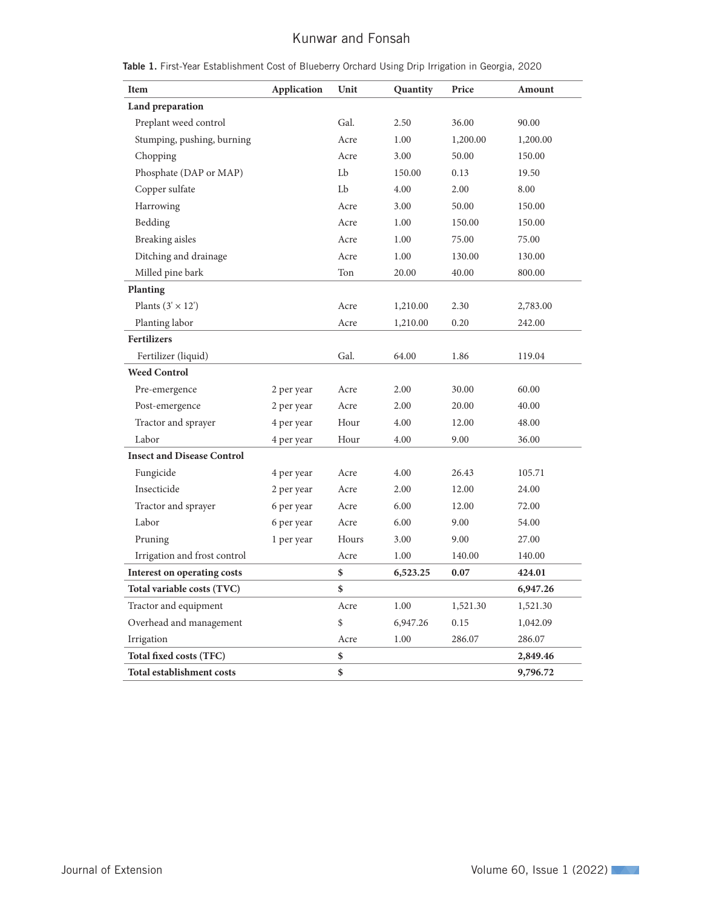**Table 1.** First-Year Establishment Cost of Blueberry Orchard Using Drip Irrigation in Georgia, 2020

| Item | Application | Unit | Quantity | Price | Amount |
|---|---|---|---|---|---|
| **Land preparation** | | | | | |
| Preplant weed control | | Gal. | 2.50 | 36.00 | 90.00 |
| Stumping, pushing, burning | | Acre | 1.00 | 1,200.00 | 1,200.00 |
| Chopping | | Acre | 3.00 | 50.00 | 150.00 |
| Phosphate (DAP or MAP) | | Lb | 150.00 | 0.13 | 19.50 |
| Copper sulfate | | Lb | 4.00 | 2.00 | 8.00 |
| Harrowing | | Acre | 3.00 | 50.00 | 150.00 |
| Bedding | | Acre | 1.00 | 150.00 | 150.00 |
| Breaking aisles | | Acre | 1.00 | 75.00 | 75.00 |
| Ditching and drainage | | Acre | 1.00 | 130.00 | 130.00 |
| Milled pine bark | | Ton | 20.00 | 40.00 | 800.00 |
| **Planting** | | | | | |
| Plants (3' × 12') | | Acre | 1,210.00 | 2.30 | 2,783.00 |
| Planting labor | | Acre | 1,210.00 | 0.20 | 242.00 |
| **Fertilizers** | | | | | |
| Fertilizer (liquid) | | Gal. | 64.00 | 1.86 | 119.04 |
| **Weed Control** | | | | | |
| Pre-emergence | 2 per year | Acre | 2.00 | 30.00 | 60.00 |
| Post-emergence | 2 per year | Acre | 2.00 | 20.00 | 40.00 |
| Tractor and sprayer | 4 per year | Hour | 4.00 | 12.00 | 48.00 |
| Labor | 4 per year | Hour | 4.00 | 9.00 | 36.00 |
| **Insect and Disease Control** | | | | | |
| Fungicide | 4 per year | Acre | 4.00 | 26.43 | 105.71 |
| Insecticide | 2 per year | Acre | 2.00 | 12.00 | 24.00 |
| Tractor and sprayer | 6 per year | Acre | 6.00 | 12.00 | 72.00 |
| Labor | 6 per year | Acre | 6.00 | 9.00 | 54.00 |
| Pruning | 1 per year | Hours | 3.00 | 9.00 | 27.00 |
| Irrigation and frost control | | Acre | 1.00 | 140.00 | 140.00 |
| **Interest on operating costs** | | **$** | **6,523.25** | **0.07** | **424.01** |
| **Total variable costs (TVC)** | | **$** | | | **6,947.26** |
| Tractor and equipment | | Acre | 1.00 | 1,521.30 | 1,521.30 |
| Overhead and management | | $ | 6,947.26 | 0.15 | 1,042.09 |
| Irrigation | | Acre | 1.00 | 286.07 | 286.07 |
| **Total fixed costs (TFC)** | | **$** | | | **2,849.46** |
| **Total establishment costs** | | **$** | | | **9,796.72** |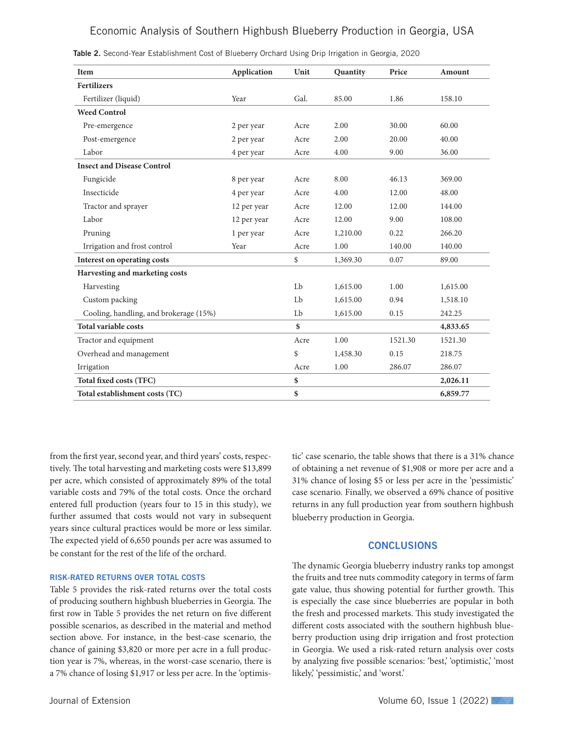**Table 2.** Second-Year Establishment Cost of Blueberry Orchard Using Drip Irrigation in Georgia, 2020

| Item | Application | Unit | Quantity | Price | Amount |
|---|---|---|---|---|---|
| **Fertilizers** | | | | | |
| Fertilizer (liquid) | Year | Gal. | 85.00 | 1.86 | 158.10 |
| **Weed Control** | | | | | |
| Pre-emergence | 2 per year | Acre | 2.00 | 30.00 | 60.00 |
| Post-emergence | 2 per year | Acre | 2.00 | 20.00 | 40.00 |
| Labor | 4 per year | Acre | 4.00 | 9.00 | 36.00 |
| **Insect and Disease Control** | | | | | |
| Fungicide | 8 per year | Acre | 8.00 | 46.13 | 369.00 |
| Insecticide | 4 per year | Acre | 4.00 | 12.00 | 48.00 |
| Tractor and sprayer | 12 per year | Acre | 12.00 | 12.00 | 144.00 |
| Labor | 12 per year | Acre | 12.00 | 9.00 | 108.00 |
| Pruning | 1 per year | Acre | 1,210.00 | 0.22 | 266.20 |
| Irrigation and frost control | Year | Acre | 1.00 | 140.00 | 140.00 |
| **Interest on operating costs** | | $ | 1,369.30 | 0.07 | 89.00 |
| **Harvesting and marketing costs** | | | | | |
| Harvesting | | Lb | 1,615.00 | 1.00 | 1,615.00 |
| Custom packing | | Lb | 1,615.00 | 0.94 | 1,518.10 |
| Cooling, handling, and brokerage (15%) | | Lb | 1,615.00 | 0.15 | 242.25 |
| **Total variable costs** | | **$** | | | **4,833.65** |
| Tractor and equipment | | Acre | 1.00 | 1521.30 | 1521.30 |
| Overhead and management | | $ | 1,458.30 | 0.15 | 218.75 |
| Irrigation | | Acre | 1.00 | 286.07 | 286.07 |
| **Total fixed costs (TFC)** | | **$** | | | **2,026.11** |
| **Total establishment costs (TC)** | | **$** | | | **6,859.77** |

from the first year, second year, and third years' costs, respectively. The total harvesting and marketing costs were $13,899 per acre, which consisted of approximately 89% of the total variable costs and 79% of the total costs. Once the orchard entered full production (years four to 15 in this study), we further assumed that costs would not vary in subsequent years since cultural practices would be more or less similar. The expected yield of 6,650 pounds per acre was assumed to be constant for the rest of the life of the orchard.

### RISK-RATED RETURNS OVER TOTAL COSTS

Table 5 provides the risk-rated returns over the total costs of producing southern highbush blueberries in Georgia. The first row in Table 5 provides the net return on five different possible scenarios, as described in the material and method section above. For instance, in the best-case scenario, the chance of gaining $3,820 or more per acre in a full production year is 7%, whereas, in the worst-case scenario, there is a 7% chance of losing $1,917 or less per acre. In the 'optimistic' case scenario, the table shows that there is a 31% chance of obtaining a net revenue of $1,908 or more per acre and a 31% chance of losing $5 or less per acre in the 'pessimistic' case scenario. Finally, we observed a 69% chance of positive returns in any full production year from southern highbush blueberry production in Georgia.

## CONCLUSIONS

The dynamic Georgia blueberry industry ranks top amongst the fruits and tree nuts commodity category in terms of farm gate value, thus showing potential for further growth. This is especially the case since blueberries are popular in both the fresh and processed markets. This study investigated the different costs associated with the southern highbush blueberry production using drip irrigation and frost protection in Georgia. We used a risk-rated return analysis over costs by analyzing five possible scenarios: 'best,' 'optimistic,' 'most likely,' 'pessimistic,' and 'worst.'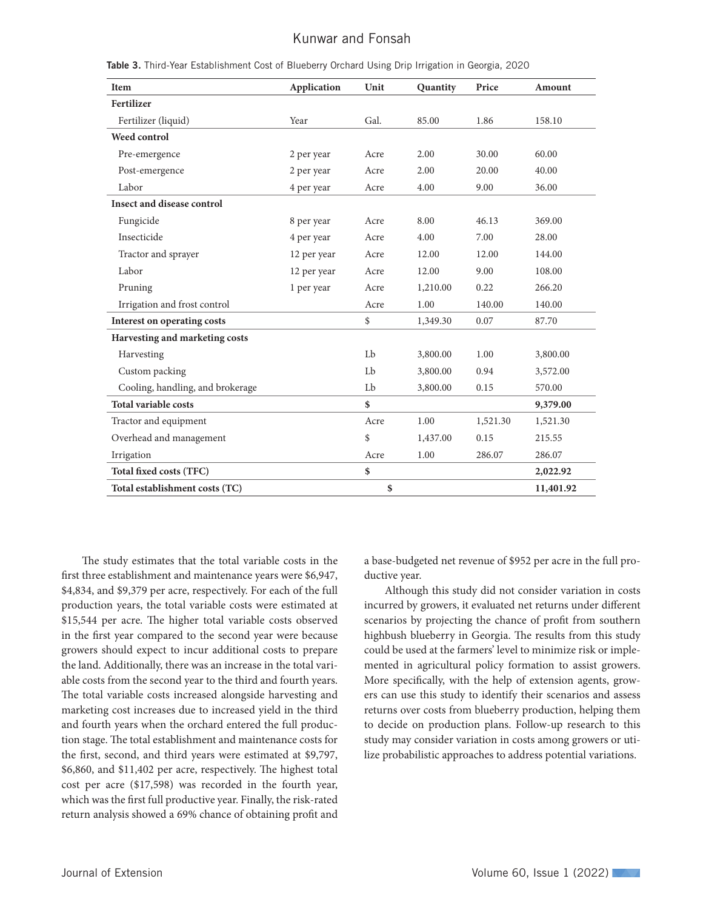**Table 3.** Third-Year Establishment Cost of Blueberry Orchard Using Drip Irrigation in Georgia, 2020

| Item | Application | Unit | Quantity | Price | Amount |
|---|---|---|---|---|---|
| **Fertilizer** | | | | | |
| Fertilizer (liquid) | Year | Gal. | 85.00 | 1.86 | 158.10 |
| **Weed control** | | | | | |
| Pre-emergence | 2 per year | Acre | 2.00 | 30.00 | 60.00 |
| Post-emergence | 2 per year | Acre | 2.00 | 20.00 | 40.00 |
| Labor | 4 per year | Acre | 4.00 | 9.00 | 36.00 |
| **Insect and disease control** | | | | | |
| Fungicide | 8 per year | Acre | 8.00 | 46.13 | 369.00 |
| Insecticide | 4 per year | Acre | 4.00 | 7.00 | 28.00 |
| Tractor and sprayer | 12 per year | Acre | 12.00 | 12.00 | 144.00 |
| Labor | 12 per year | Acre | 12.00 | 9.00 | 108.00 |
| Pruning | 1 per year | Acre | 1,210.00 | 0.22 | 266.20 |
| Irrigation and frost control | | Acre | 1.00 | 140.00 | 140.00 |
| **Interest on operating costs** | | $ | 1,349.30 | 0.07 | 87.70 |
| **Harvesting and marketing costs** | | | | | |
| Harvesting | | Lb | 3,800.00 | 1.00 | 3,800.00 |
| Custom packing | | Lb | 3,800.00 | 0.94 | 3,572.00 |
| Cooling, handling, and brokerage | | Lb | 3,800.00 | 0.15 | 570.00 |
| **Total variable costs** | | **$** | | | **9,379.00** |
| Tractor and equipment | | Acre | 1.00 | 1,521.30 | 1,521.30 |
| Overhead and management | | $ | 1,437.00 | 0.15 | 215.55 |
| Irrigation | | Acre | 1.00 | 286.07 | 286.07 |
| **Total fixed costs (TFC)** | | **$** | | | **2,022.92** |
| **Total establishment costs (TC)** | | **$** | | | **11,401.92** |

The study estimates that the total variable costs in the first three establishment and maintenance years were $6,947, $4,834, and $9,379 per acre, respectively. For each of the full production years, the total variable costs were estimated at $15,544 per acre. The higher total variable costs observed in the first year compared to the second year were because growers should expect to incur additional costs to prepare the land. Additionally, there was an increase in the total variable costs from the second year to the third and fourth years. The total variable costs increased alongside harvesting and marketing cost increases due to increased yield in the third and fourth years when the orchard entered the full production stage. The total establishment and maintenance costs for the first, second, and third years were estimated at $9,797, $6,860, and $11,402 per acre, respectively. The highest total cost per acre ($17,598) was recorded in the fourth year, which was the first full productive year. Finally, the risk-rated return analysis showed a 69% chance of obtaining profit and a base-budgeted net revenue of $952 per acre in the full productive year.

Although this study did not consider variation in costs incurred by growers, it evaluated net returns under different scenarios by projecting the chance of profit from southern highbush blueberry in Georgia. The results from this study could be used at the farmers' level to minimize risk or implemented in agricultural policy formation to assist growers. More specifically, with the help of extension agents, growers can use this study to identify their scenarios and assess returns over costs from blueberry production, helping them to decide on production plans. Follow-up research to this study may consider variation in costs among growers or utilize probabilistic approaches to address potential variations.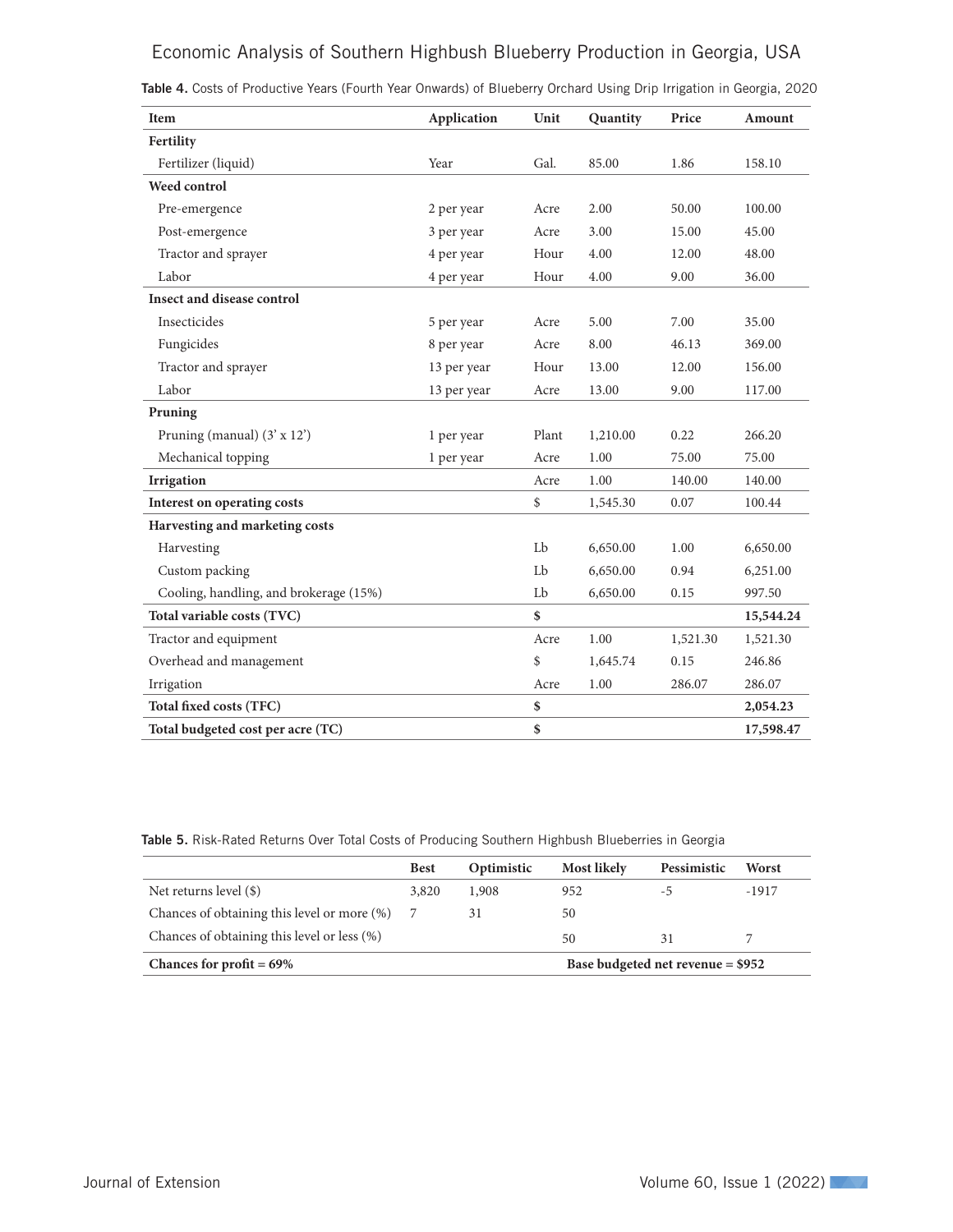**Table 4.** Costs of Productive Years (Fourth Year Onwards) of Blueberry Orchard Using Drip Irrigation in Georgia, 2020

| Item | Application | Unit | Quantity | Price | Amount |
|---|---|---|---|---|---|
| **Fertility** | | | | | |
| Fertilizer (liquid) | Year | Gal. | 85.00 | 1.86 | 158.10 |
| **Weed control** | | | | | |
| Pre-emergence | 2 per year | Acre | 2.00 | 50.00 | 100.00 |
| Post-emergence | 3 per year | Acre | 3.00 | 15.00 | 45.00 |
| Tractor and sprayer | 4 per year | Hour | 4.00 | 12.00 | 48.00 |
| Labor | 4 per year | Hour | 4.00 | 9.00 | 36.00 |
| **Insect and disease control** | | | | | |
| Insecticides | 5 per year | Acre | 5.00 | 7.00 | 35.00 |
| Fungicides | 8 per year | Acre | 8.00 | 46.13 | 369.00 |
| Tractor and sprayer | 13 per year | Hour | 13.00 | 12.00 | 156.00 |
| Labor | 13 per year | Acre | 13.00 | 9.00 | 117.00 |
| **Pruning** | | | | | |
| Pruning (manual) (3' x 12') | 1 per year | Plant | 1,210.00 | 0.22 | 266.20 |
| Mechanical topping | 1 per year | Acre | 1.00 | 75.00 | 75.00 |
| **Irrigation** | | Acre | 1.00 | 140.00 | 140.00 |
| **Interest on operating costs** | | $ | 1,545.30 | 0.07 | 100.44 |
| **Harvesting and marketing costs** | | | | | |
| Harvesting | | Lb | 6,650.00 | 1.00 | 6,650.00 |
| Custom packing | | Lb | 6,650.00 | 0.94 | 6,251.00 |
| Cooling, handling, and brokerage (15%) | | Lb | 6,650.00 | 0.15 | 997.50 |
| **Total variable costs (TVC)** | | **$** | | | **15,544.24** |
| Tractor and equipment | | Acre | 1.00 | 1,521.30 | 1,521.30 |
| Overhead and management | | $ | 1,645.74 | 0.15 | 246.86 |
| Irrigation | | Acre | 1.00 | 286.07 | 286.07 |
| **Total fixed costs (TFC)** | | **$** | | | **2,054.23** |
| **Total budgeted cost per acre (TC)** | | **$** | | | **17,598.47** |

**Table 5.** Risk-Rated Returns Over Total Costs of Producing Southern Highbush Blueberries in Georgia

| | Best | Optimistic | Most likely | Pessimistic | Worst |
|---|---|---|---|---|---|
| Net returns level ($) | 3,820 | 1,908 | 952 | -5 | -1917 |
| Chances of obtaining this level or more (%) | 7 | 31 | 50 | | |
| Chances of obtaining this level or less (%) | | | 50 | 31 | 7 |
| **Chances for profit = 69%** | | | **Base budgeted net revenue = $952** | | |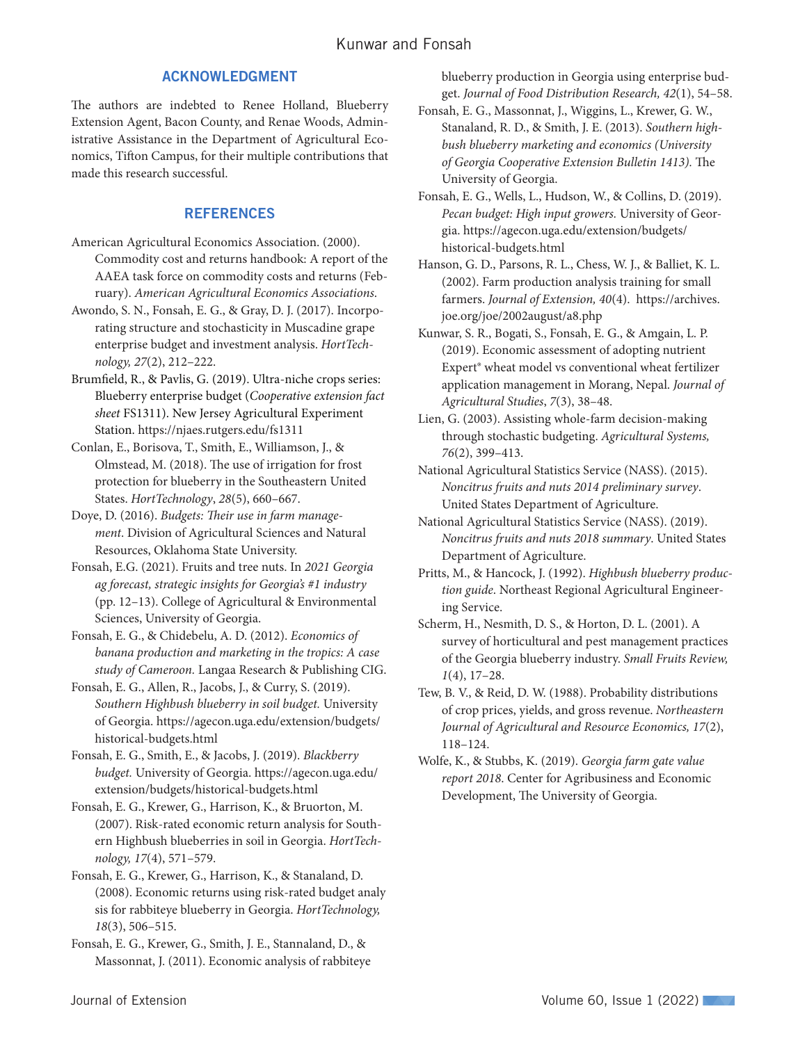## ACKNOWLEDGMENT

The authors are indebted to Renee Holland, Blueberry Extension Agent, Bacon County, and Renae Woods, Administrative Assistance in the Department of Agricultural Economics, Tifton Campus, for their multiple contributions that made this research successful.

## REFERENCES

American Agricultural Economics Association. (2000). Commodity cost and returns handbook: A report of the AAEA task force on commodity costs and returns (February). *American Agricultural Economics Associations*.

Awondo, S. N., Fonsah, E. G., & Gray, D. J. (2017). Incorporating structure and stochasticity in Muscadine grape enterprise budget and investment analysis. *HortTechnology, 27*(2), 212–222.

Brumfield, R., & Pavlis, G. (2019). Ultra-niche crops series: Blueberry enterprise budget (*Cooperative extension fact sheet* FS1311). New Jersey Agricultural Experiment Station. https://njaes.rutgers.edu/fs1311

Conlan, E., Borisova, T., Smith, E., Williamson, J., & Olmstead, M. (2018). The use of irrigation for frost protection for blueberry in the Southeastern United States. *HortTechnology*, *28*(5), 660–667.

Doye, D. (2016). *Budgets: Their use in farm management*. Division of Agricultural Sciences and Natural Resources, Oklahoma State University.

Fonsah, E.G. (2021). Fruits and tree nuts. In *2021 Georgia ag forecast, strategic insights for Georgia's #1 industry* (pp. 12–13). College of Agricultural & Environmental Sciences, University of Georgia.

Fonsah, E. G., & Chidebelu, A. D. (2012). *Economics of banana production and marketing in the tropics: A case study of Cameroon.* Langaa Research & Publishing CIG.

Fonsah, E. G., Allen, R., Jacobs, J., & Curry, S. (2019). *Southern Highbush blueberry in soil budget.* University of Georgia. https://agecon.uga.edu/extension/budgets/historical-budgets.html

Fonsah, E. G., Smith, E., & Jacobs, J. (2019). *Blackberry budget.* University of Georgia. https://agecon.uga.edu/extension/budgets/historical-budgets.html

Fonsah, E. G., Krewer, G., Harrison, K., & Bruorton, M. (2007). Risk-rated economic return analysis for Southern Highbush blueberries in soil in Georgia. *HortTechnology, 17*(4), 571–579.

Fonsah, E. G., Krewer, G., Harrison, K., & Stanaland, D. (2008). Economic returns using risk-rated budget analy sis for rabbiteye blueberry in Georgia. *HortTechnology, 18*(3), 506–515.

Fonsah, E. G., Krewer, G., Smith, J. E., Stannaland, D., & Massonnat, J. (2011). Economic analysis of rabbiteye blueberry production in Georgia using enterprise budget. *Journal of Food Distribution Research, 42*(1), 54–58.

Fonsah, E. G., Massonnat, J., Wiggins, L., Krewer, G. W., Stanaland, R. D., & Smith, J. E. (2013). *Southern highbush blueberry marketing and economics (University of Georgia Cooperative Extension Bulletin 1413).* The University of Georgia.

Fonsah, E. G., Wells, L., Hudson, W., & Collins, D. (2019). *Pecan budget: High input growers.* University of Georgia. https://agecon.uga.edu/extension/budgets/historical-budgets.html

Hanson, G. D., Parsons, R. L., Chess, W. J., & Balliet, K. L. (2002). Farm production analysis training for small farmers. *Journal of Extension, 40*(4). https://archives.joe.org/joe/2002august/a8.php

Kunwar, S. R., Bogati, S., Fonsah, E. G., & Amgain, L. P. (2019). Economic assessment of adopting nutrient Expert® wheat model vs conventional wheat fertilizer application management in Morang, Nepal. *Journal of Agricultural Studies*, *7*(3), 38–48.

Lien, G. (2003). Assisting whole-farm decision-making through stochastic budgeting. *Agricultural Systems, 76*(2), 399–413.

National Agricultural Statistics Service (NASS). (2015). *Noncitrus fruits and nuts 2014 preliminary survey*. United States Department of Agriculture.

National Agricultural Statistics Service (NASS). (2019). *Noncitrus fruits and nuts 2018 summary*. United States Department of Agriculture.

Pritts, M., & Hancock, J. (1992). *Highbush blueberry production guide*. Northeast Regional Agricultural Engineering Service.

Scherm, H., Nesmith, D. S., & Horton, D. L. (2001). A survey of horticultural and pest management practices of the Georgia blueberry industry. *Small Fruits Review, 1*(4), 17–28.

Tew, B. V., & Reid, D. W. (1988). Probability distributions of crop prices, yields, and gross revenue. *Northeastern Journal of Agricultural and Resource Economics, 17*(2), 118–124.

Wolfe, K., & Stubbs, K. (2019). *Georgia farm gate value report 2018*. Center for Agribusiness and Economic Development, The University of Georgia.